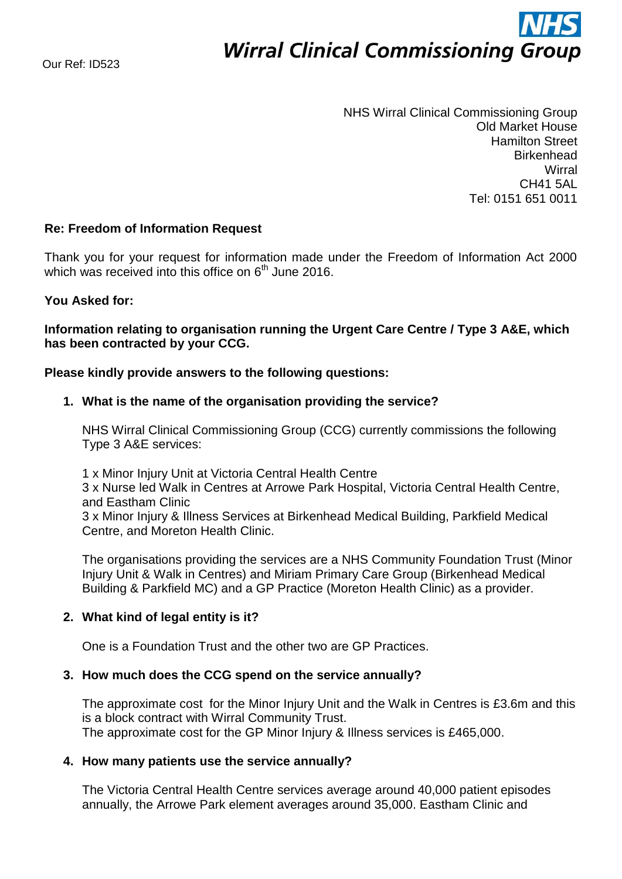Our Ref: ID523

**NHS Wirral Clinical Commissioning Group**

NHS Wirral Clinical Commissioning Group
Old Market House
Hamilton Street
Birkenhead
Wirral
CH41 5AL
Tel: 0151 651 0011

**Re: Freedom of Information Request**

Thank you for your request for information made under the Freedom of Information Act 2000 which was received into this office on 6th June 2016.

**You Asked for:**

**Information relating to organisation running the Urgent Care Centre / Type 3 A&E, which has been contracted by your CCG.**

**Please kindly provide answers to the following questions:**

1. **What is the name of the organisation providing the service?**

   NHS Wirral Clinical Commissioning Group (CCG) currently commissions the following Type 3 A&E services:

   1 x Minor Injury Unit at Victoria Central Health Centre
   3 x Nurse led Walk in Centres at Arrowe Park Hospital, Victoria Central Health Centre, and Eastham Clinic
   3 x Minor Injury & Illness Services at Birkenhead Medical Building, Parkfield Medical Centre, and Moreton Health Clinic.

   The organisations providing the services are a NHS Community Foundation Trust (Minor Injury Unit & Walk in Centres) and Miriam Primary Care Group (Birkenhead Medical Building & Parkfield MC) and a GP Practice (Moreton Health Clinic) as a provider.

2. **What kind of legal entity is it?**

   One is a Foundation Trust and the other two are GP Practices.

3. **How much does the CCG spend on the service annually?**

   The approximate cost for the Minor Injury Unit and the Walk in Centres is £3.6m and this is a block contract with Wirral Community Trust.
   The approximate cost for the GP Minor Injury & Illness services is £465,000.

4. **How many patients use the service annually?**

   The Victoria Central Health Centre services average around 40,000 patient episodes annually, the Arrowe Park element averages around 35,000. Eastham Clinic and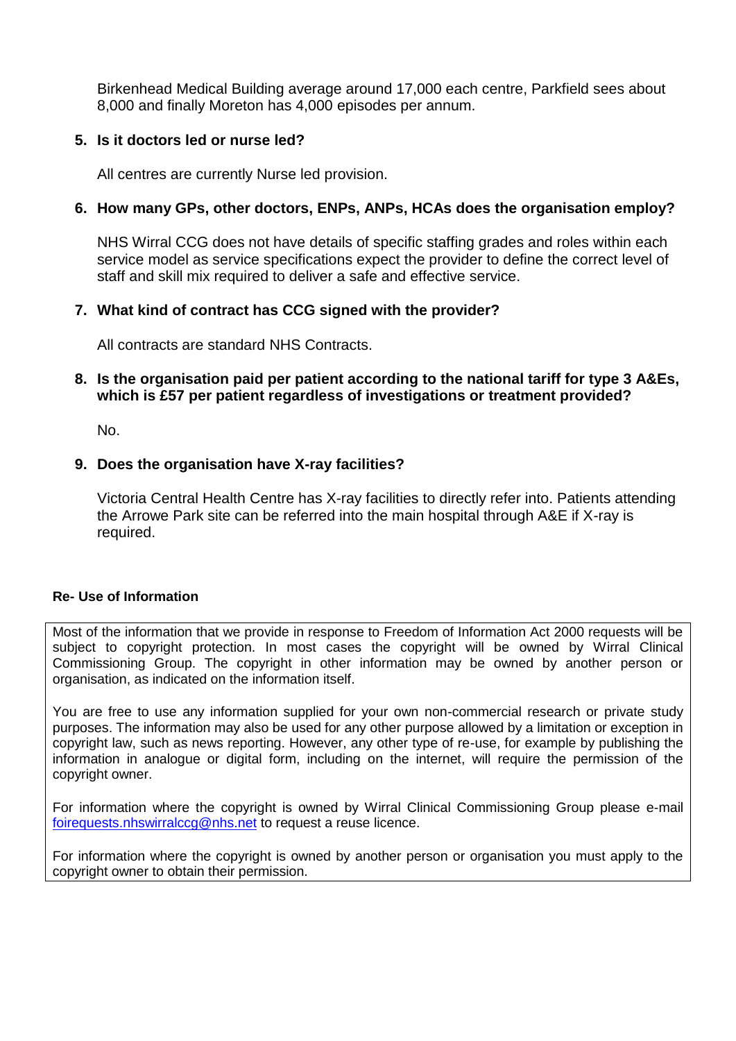Birkenhead Medical Building average around 17,000 each centre, Parkfield sees about 8,000 and finally Moreton has 4,000 episodes per annum.

5. **Is it doctors led or nurse led?**

   All centres are currently Nurse led provision.

6. **How many GPs, other doctors, ENPs, ANPs, HCAs does the organisation employ?**

   NHS Wirral CCG does not have details of specific staffing grades and roles within each service model as service specifications expect the provider to define the correct level of staff and skill mix required to deliver a safe and effective service.

7. **What kind of contract has CCG signed with the provider?**

   All contracts are standard NHS Contracts.

8. **Is the organisation paid per patient according to the national tariff for type 3 A&Es, which is £57 per patient regardless of investigations or treatment provided?**

   No.

9. **Does the organisation have X-ray facilities?**

   Victoria Central Health Centre has X-ray facilities to directly refer into. Patients attending the Arrowe Park site can be referred into the main hospital through A&E if X-ray is required.

**Re- Use of Information**

Most of the information that we provide in response to Freedom of Information Act 2000 requests will be subject to copyright protection. In most cases the copyright will be owned by Wirral Clinical Commissioning Group. The copyright in other information may be owned by another person or organisation, as indicated on the information itself.

You are free to use any information supplied for your own non-commercial research or private study purposes. The information may also be used for any other purpose allowed by a limitation or exception in copyright law, such as news reporting. However, any other type of re-use, for example by publishing the information in analogue or digital form, including on the internet, will require the permission of the copyright owner.

For information where the copyright is owned by Wirral Clinical Commissioning Group please e-mail foirequests.nhswirralccg@nhs.net to request a reuse licence.

For information where the copyright is owned by another person or organisation you must apply to the copyright owner to obtain their permission.